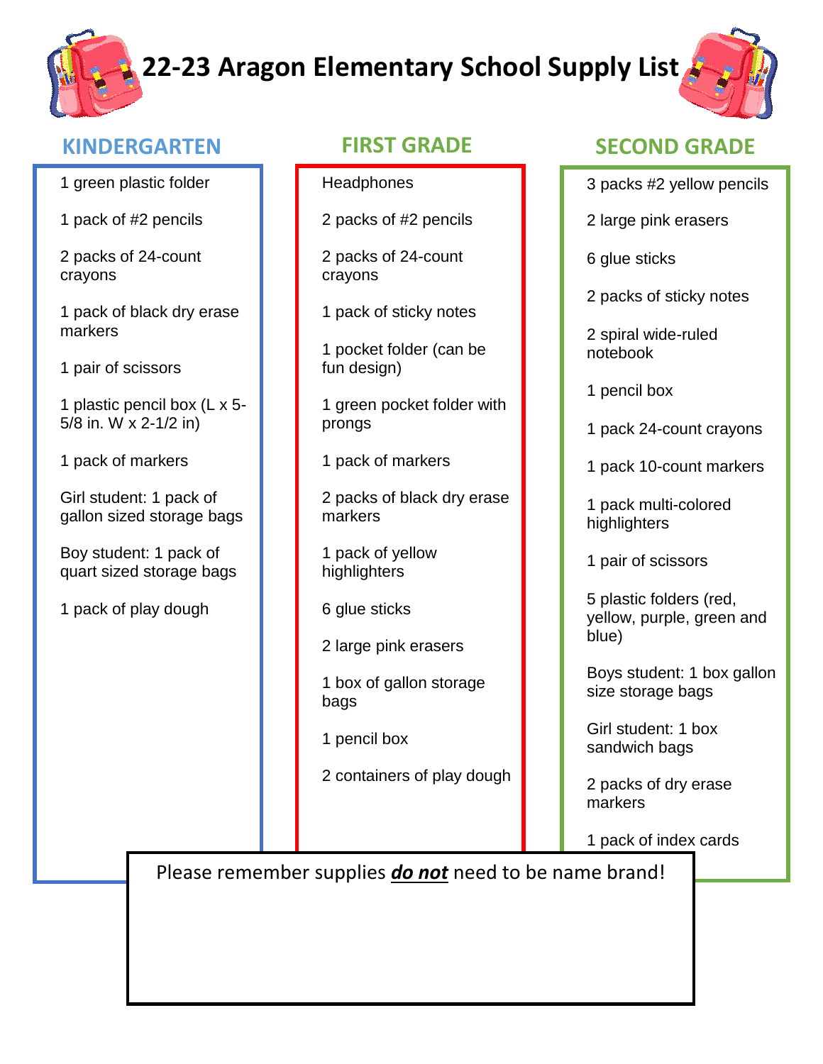# 22-23 Aragon Elementary School Supply List

## KINDERGARTEN

- 1 green plastic folder
- 1 pack of #2 pencils
- 2 packs of 24-count crayons
- 1 pack of black dry erase markers
- 1 pair of scissors
- 1 plastic pencil box (L x 5-5/8 in. W x 2-1/2 in)
- 1 pack of markers
- Girl student: 1 pack of gallon sized storage bags
- Boy student: 1 pack of quart sized storage bags
- 1 pack of play dough

## FIRST GRADE

- Headphones
- 2 packs of #2 pencils
- 2 packs of 24-count crayons
- 1 pack of sticky notes
- 1 pocket folder (can be fun design)
- 1 green pocket folder with prongs
- 1 pack of markers
- 2 packs of black dry erase markers
- 1 pack of yellow highlighters
- 6 glue sticks
- 2 large pink erasers
- 1 box of gallon storage bags
- 1 pencil box
- 2 containers of play dough

## SECOND GRADE

- 3 packs #2 yellow pencils
- 2 large pink erasers
- 6 glue sticks
- 2 packs of sticky notes
- 2 spiral wide-ruled notebook
- 1 pencil box
- 1 pack 24-count crayons
- 1 pack 10-count markers
- 1 pack multi-colored highlighters
- 1 pair of scissors
- 5 plastic folders (red, yellow, purple, green and blue)
- Boys student: 1 box gallon size storage bags
- Girl student: 1 box sandwich bags
- 2 packs of dry erase markers
- 1 pack of index cards

Please remember supplies ***do not*** need to be name brand!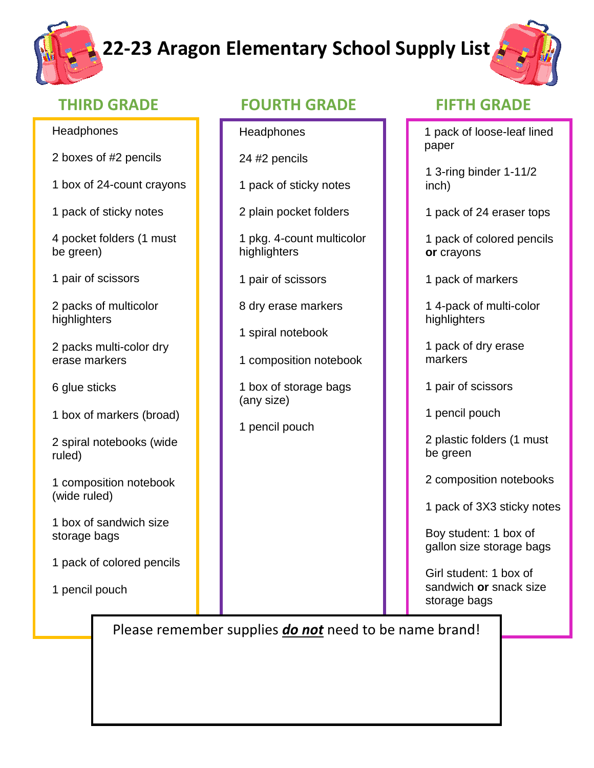# 22-23 Aragon Elementary School Supply List

## THIRD GRADE

- Headphones
- 2 boxes of #2 pencils
- 1 box of 24-count crayons
- 1 pack of sticky notes
- 4 pocket folders (1 must be green)
- 1 pair of scissors
- 2 packs of multicolor highlighters
- 2 packs multi-color dry erase markers
- 6 glue sticks
- 1 box of markers (broad)
- 2 spiral notebooks (wide ruled)
- 1 composition notebook (wide ruled)
- 1 box of sandwich size storage bags
- 1 pack of colored pencils
- 1 pencil pouch

## FOURTH GRADE

- Headphones
- 24 #2 pencils
- 1 pack of sticky notes
- 2 plain pocket folders
- 1 pkg. 4-count multicolor highlighters
- 1 pair of scissors
- 8 dry erase markers
- 1 spiral notebook
- 1 composition notebook
- 1 box of storage bags (any size)
- 1 pencil pouch

## FIFTH GRADE

- 1 pack of loose-leaf lined paper
- 1 3-ring binder 1-11/2 inch)
- 1 pack of 24 eraser tops
- 1 pack of colored pencils **or** crayons
- 1 pack of markers
- 1 4-pack of multi-color highlighters
- 1 pack of dry erase markers
- 1 pair of scissors
- 1 pencil pouch
- 2 plastic folders (1 must be green
- 2 composition notebooks
- 1 pack of 3X3 sticky notes
- Boy student: 1 box of gallon size storage bags
- Girl student: 1 box of sandwich **or** snack size storage bags

Please remember supplies ***do not*** need to be name brand!